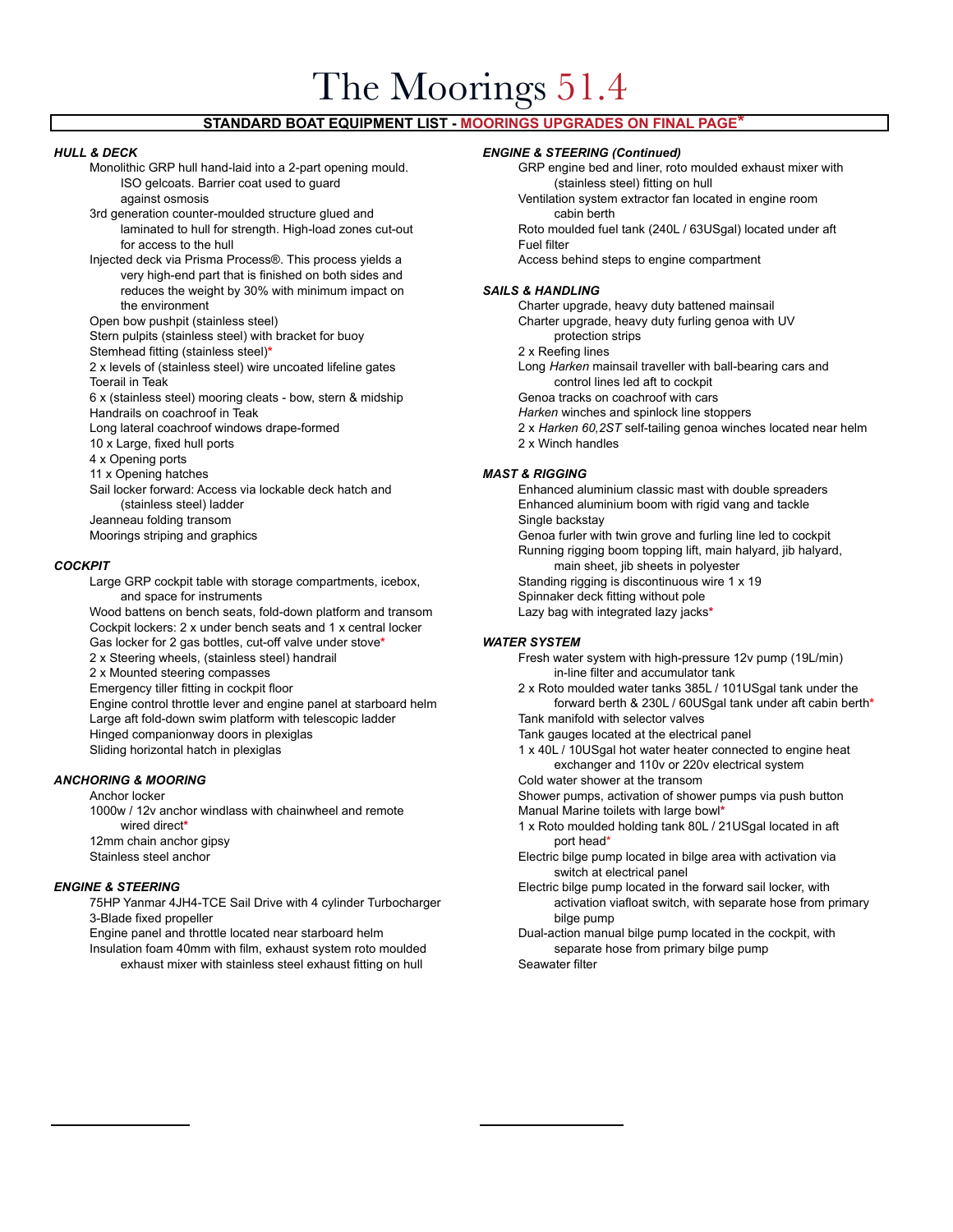# The Moorings 51.4

**STANDARD BOAT EQUIPMENT LIST - MOORINGS UPGRADES ON FINAL PAGE***

### *HULL & DECK*

- Monolithic GRP hull hand-laid into a 2-part opening mould. ISO gelcoats. Barrier coat used to guard against osmosis
- 3rd generation counter-moulded structure glued and laminated to hull for strength. High-load zones cut-out for access to the hull
- Injected deck via Prisma Process®. This process yields a very high-end part that is finished on both sides and reduces the weight by 30% with minimum impact on the environment
- Open bow pushpit (stainless steel)
- Stern pulpits (stainless steel) with bracket for buoy
- Stemhead fitting (stainless steel)*
- 2 x levels of (stainless steel) wire uncoated lifeline gates
- Toerail in Teak
- 6 x (stainless steel) mooring cleats - bow, stern & midship
- Handrails on coachroof in Teak
- Long lateral coachroof windows drape-formed
- 10 x Large, fixed hull ports
- 4 x Opening ports
- 11 x Opening hatches
- Sail locker forward: Access via lockable deck hatch and (stainless steel) ladder
- Jeanneau folding transom
- Moorings striping and graphics

### *COCKPIT*

- Large GRP cockpit table with storage compartments, icebox, and space for instruments
- Wood battens on bench seats, fold-down platform and transom
- Cockpit lockers: 2 x under bench seats and 1 x central locker
- Gas locker for 2 gas bottles, cut-off valve under stove*
- 2 x Steering wheels, (stainless steel) handrail
- 2 x Mounted steering compasses
- Emergency tiller fitting in cockpit floor
- Engine control throttle lever and engine panel at starboard helm
- Large aft fold-down swim platform with telescopic ladder
- Hinged companionway doors in plexiglas
- Sliding horizontal hatch in plexiglas

### *ANCHORING & MOORING*

- Anchor locker
- 1000w / 12v anchor windlass with chainwheel and remote wired direct*
- 12mm chain anchor gipsy
- Stainless steel anchor

### *ENGINE & STEERING*

- 75HP Yanmar 4JH4-TCE Sail Drive with 4 cylinder Turbocharger
- 3-Blade fixed propeller
- Engine panel and throttle located near starboard helm
- Insulation foam 40mm with film, exhaust system roto moulded exhaust mixer with stainless steel exhaust fitting on hull

### *ENGINE & STEERING (Continued)*

- GRP engine bed and liner, roto moulded exhaust mixer with (stainless steel) fitting on hull
- Ventilation system extractor fan located in engine room cabin berth
- Roto moulded fuel tank (240L / 63USgal) located under aft
- Fuel filter
- Access behind steps to engine compartment

### *SAILS & HANDLING*

- Charter upgrade, heavy duty battened mainsail
- Charter upgrade, heavy duty furling genoa with UV protection strips
- 2 x Reefing lines
- Long *Harken* mainsail traveller with ball-bearing cars and control lines led aft to cockpit
- Genoa tracks on coachroof with cars
- *Harken* winches and spinlock line stoppers
- 2 x *Harken 60,2ST* self-tailing genoa winches located near helm
- 2 x Winch handles

### *MAST & RIGGING*

- Enhanced aluminium classic mast with double spreaders
- Enhanced aluminium boom with rigid vang and tackle
- Single backstay
- Genoa furler with twin grove and furling line led to cockpit
- Running rigging boom topping lift, main halyard, jib halyard, main sheet, jib sheets in polyester
- Standing rigging is discontinuous wire 1 x 19
- Spinnaker deck fitting without pole
- Lazy bag with integrated lazy jacks*

### *WATER SYSTEM*

- Fresh water system with high-pressure 12v pump (19L/min) in-line filter and accumulator tank
- 2 x Roto moulded water tanks 385L / 101USgal tank under the forward berth & 230L / 60USgal tank under aft cabin berth*
- Tank manifold with selector valves
- Tank gauges located at the electrical panel
- 1 x 40L / 10USgal hot water heater connected to engine heat exchanger and 110v or 220v electrical system
- Cold water shower at the transom
- Shower pumps, activation of shower pumps via push button
- Manual Marine toilets with large bowl*
- 1 x Roto moulded holding tank 80L / 21USgal located in aft port head*
- Electric bilge pump located in bilge area with activation via switch at electrical panel
- Electric bilge pump located in the forward sail locker, with activation viafloat switch, with separate hose from primary bilge pump
- Dual-action manual bilge pump located in the cockpit, with separate hose from primary bilge pump
- Seawater filter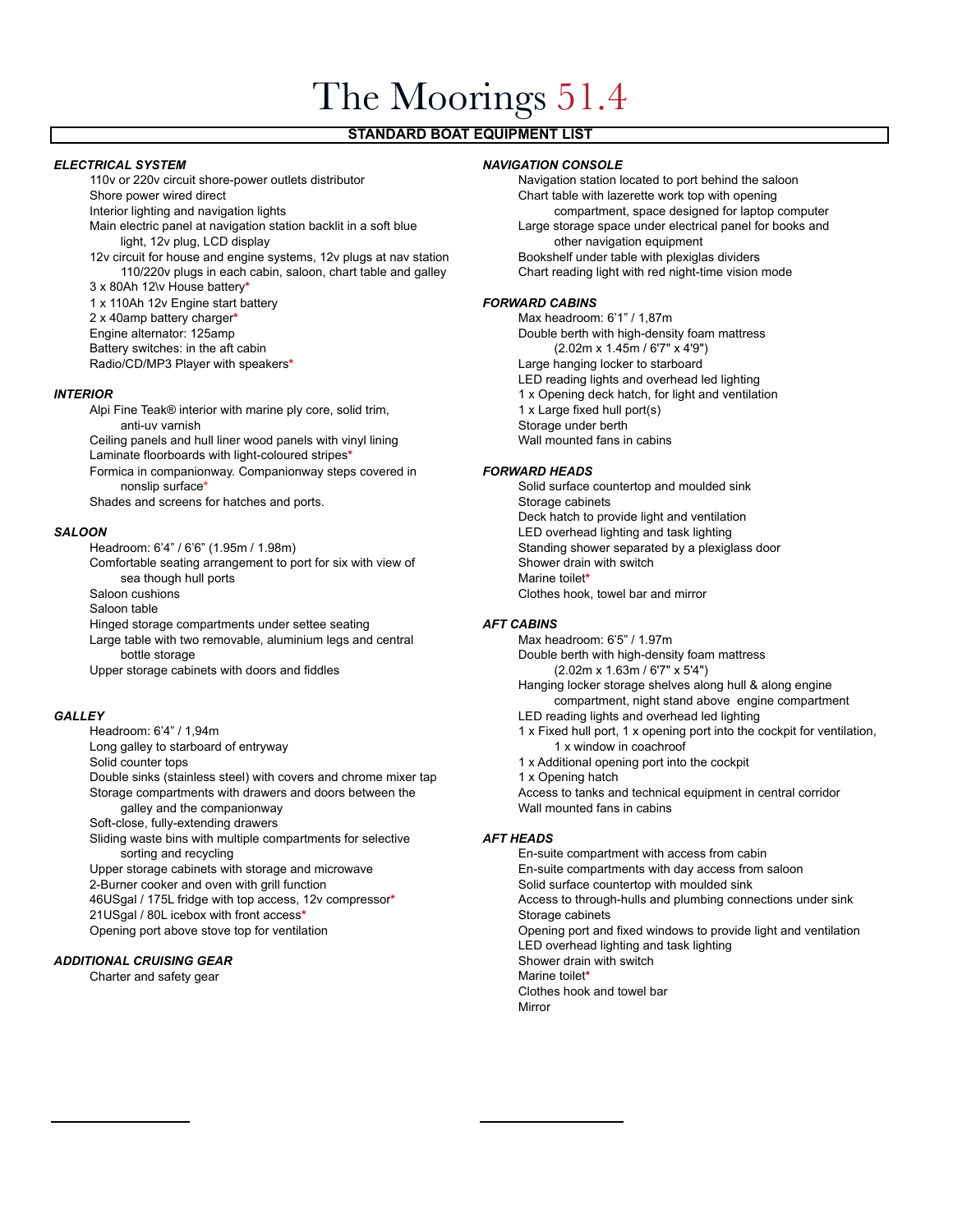# The Moorings 51.4

## STANDARD BOAT EQUIPMENT LIST

### *ELECTRICAL SYSTEM*

110v or 220v circuit shore-power outlets distributor
Shore power wired direct
Interior lighting and navigation lights
Main electric panel at navigation station backlit in a soft blue light, 12v plug, LCD display
12v circuit for house and engine systems, 12v plugs at nav station 110/220v plugs in each cabin, saloon, chart table and galley
3 x 80Ah 12\v House battery*
1 x 110Ah 12v Engine start battery
2 x 40amp battery charger*
Engine alternator: 125amp
Battery switches: in the aft cabin
Radio/CD/MP3 Player with speakers*

### *INTERIOR*

Alpi Fine Teak® interior with marine ply core, solid trim, anti-uv varnish
Ceiling panels and hull liner wood panels with vinyl lining
Laminate floorboards with light-coloured stripes*
Formica in companionway. Companionway steps covered in nonslip surface*
Shades and screens for hatches and ports.

### *SALOON*

Headroom: 6'4" / 6'6" (1.95m / 1.98m)
Comfortable seating arrangement to port for six with view of sea though hull ports
Saloon cushions
Saloon table
Hinged storage compartments under settee seating
Large table with two removable, aluminium legs and central bottle storage
Upper storage cabinets with doors and fiddles

### *GALLEY*

Headroom: 6'4" / 1,94m
Long galley to starboard of entryway
Solid counter tops
Double sinks (stainless steel) with covers and chrome mixer tap
Storage compartments with drawers and doors between the galley and the companionway
Soft-close, fully-extending drawers
Sliding waste bins with multiple compartments for selective sorting and recycling
Upper storage cabinets with storage and microwave
2-Burner cooker and oven with grill function
46USgal / 175L fridge with top access, 12v compressor*
21USgal / 80L icebox with front access*
Opening port above stove top for ventilation

### *ADDITIONAL CRUISING GEAR*

Charter and safety gear

### *NAVIGATION CONSOLE*

Navigation station located to port behind the saloon
Chart table with lazerette work top with opening compartment, space designed for laptop computer
Large storage space under electrical panel for books and other navigation equipment
Bookshelf under table with plexiglas dividers
Chart reading light with red night-time vision mode

### *FORWARD CABINS*

Max headroom: 6'1" / 1,87m
Double berth with high-density foam mattress (2.02m x 1.45m / 6'7" x 4'9")
Large hanging locker to starboard
LED reading lights and overhead led lighting
1 x Opening deck hatch, for light and ventilation
1 x Large fixed hull port(s)
Storage under berth
Wall mounted fans in cabins

### *FORWARD HEADS*

Solid surface countertop and moulded sink
Storage cabinets
Deck hatch to provide light and ventilation
LED overhead lighting and task lighting
Standing shower separated by a plexiglass door
Shower drain with switch
Marine toilet*
Clothes hook, towel bar and mirror

### *AFT CABINS*

Max headroom: 6'5" / 1.97m
Double berth with high-density foam mattress (2.02m x 1.63m / 6'7" x 5'4")
Hanging locker storage shelves along hull & along engine compartment, night stand above engine compartment
LED reading lights and overhead led lighting
1 x Fixed hull port, 1 x opening port into the cockpit for ventilation, 1 x window in coachroof
1 x Additional opening port into the cockpit
1 x Opening hatch
Access to tanks and technical equipment in central corridor
Wall mounted fans in cabins

### *AFT HEADS*

En-suite compartment with access from cabin
En-suite compartments with day access from saloon
Solid surface countertop with moulded sink
Access to through-hulls and plumbing connections under sink
Storage cabinets
Opening port and fixed windows to provide light and ventilation
LED overhead lighting and task lighting
Shower drain with switch
Marine toilet*
Clothes hook and towel bar
Mirror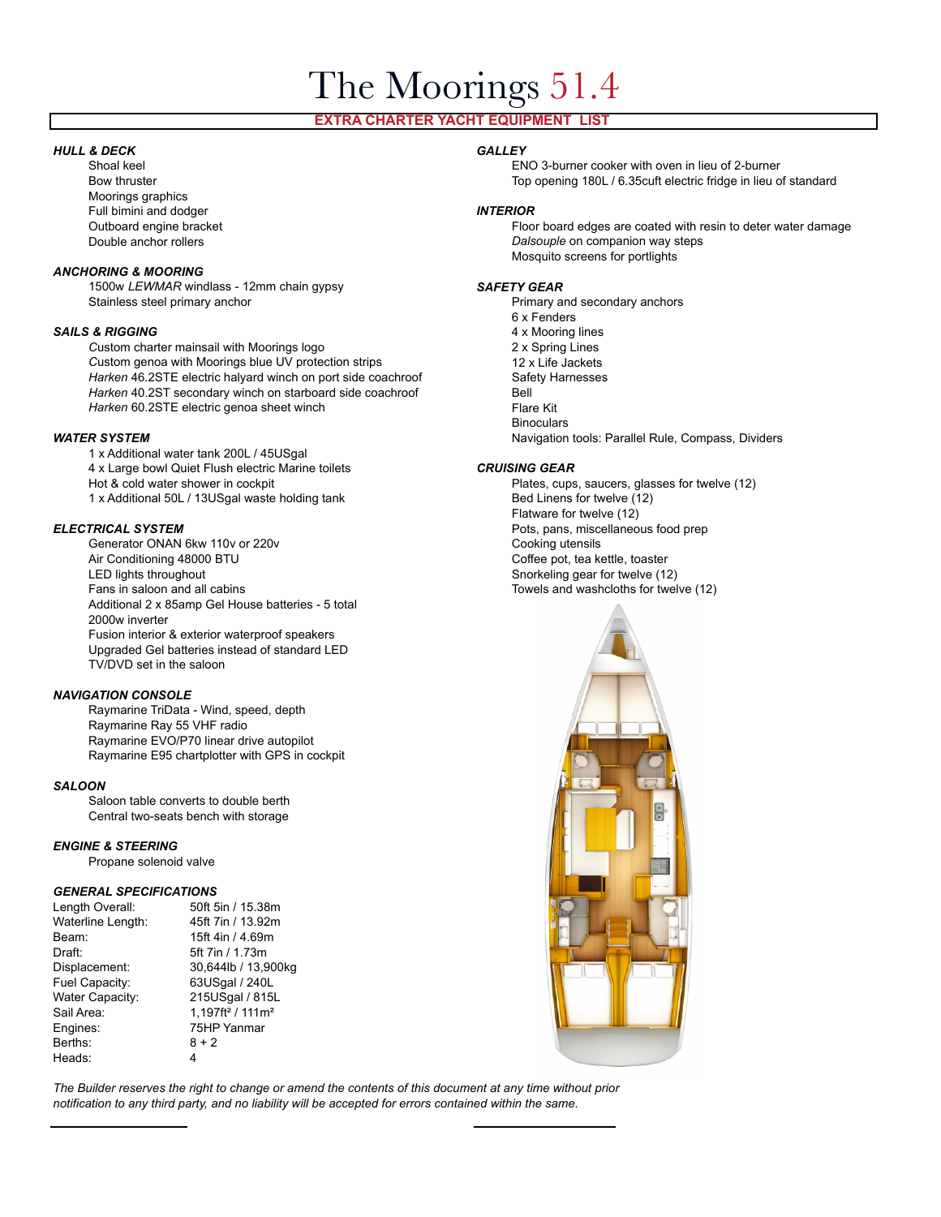# The Moorings 51.4

## EXTRA CHARTER YACHT EQUIPMENT LIST

### *HULL & DECK*

Shoal keel
Bow thruster
Moorings graphics
Full bimini and dodger
Outboard engine bracket
Double anchor rollers

### *ANCHORING & MOORING*

1500w *LEWMAR* windlass - 12mm chain gypsy
Stainless steel primary anchor

### *SAILS & RIGGING*

Custom charter mainsail with Moorings logo
Custom genoa with Moorings blue UV protection strips
*Harken* 46.2STE electric halyard winch on port side coachroof
*Harken* 40.2ST secondary winch on starboard side coachroof
*Harken* 60.2STE electric genoa sheet winch

### *WATER SYSTEM*

1 x Additional water tank 200L / 45USgal
4 x Large bowl Quiet Flush electric Marine toilets
Hot & cold water shower in cockpit
1 x Additional 50L / 13USgal waste holding tank

### *ELECTRICAL SYSTEM*

Generator ONAN 6kw 110v or 220v
Air Conditioning 48000 BTU
LED lights throughout
Fans in saloon and all cabins
Additional 2 x 85amp Gel House batteries - 5 total
2000w inverter
Fusion interior & exterior waterproof speakers
Upgraded Gel batteries instead of standard LED
TV/DVD set in the saloon

### *NAVIGATION CONSOLE*

Raymarine TriData - Wind, speed, depth
Raymarine Ray 55 VHF radio
Raymarine EVO/P70 linear drive autopilot
Raymarine E95 chartplotter with GPS in cockpit

### *SALOON*

Saloon table converts to double berth
Central two-seats bench with storage

### *ENGINE & STEERING*

Propane solenoid valve

### *GENERAL SPECIFICATIONS*

| | |
|---|---|
| Length Overall: | 50ft 5in / 15.38m |
| Waterline Length: | 45ft 7in / 13.92m |
| Beam: | 15ft 4in / 4.69m |
| Draft: | 5ft 7in / 1.73m |
| Displacement: | 30,644lb / 13,900kg |
| Fuel Capacity: | 63USgal / 240L |
| Water Capacity: | 215USgal / 815L |
| Sail Area: | 1,197ft² / 111m² |
| Engines: | 75HP Yanmar |
| Berths: | 8 + 2 |
| Heads: | 4 |

### *GALLEY*

ENO 3-burner cooker with oven in lieu of 2-burner
Top opening 180L / 6.35cuft electric fridge in lieu of standard

### *INTERIOR*

Floor board edges are coated with resin to deter water damage
*Dalsouple* on companion way steps
Mosquito screens for portlights

### *SAFETY GEAR*

Primary and secondary anchors
6 x Fenders
4 x Mooring lines
2 x Spring Lines
12 x Life Jackets
Safety Harnesses
Bell
Flare Kit
Binoculars
Navigation tools: Parallel Rule, Compass, Dividers

### *CRUISING GEAR*

Plates, cups, saucers, glasses for twelve (12)
Bed Linens for twelve (12)
Flatware for twelve (12)
Pots, pans, miscellaneous food prep
Cooking utensils
Coffee pot, tea kettle, toaster
Snorkeling gear for twelve (12)
Towels and washcloths for twelve (12)

*The Builder reserves the right to change or amend the contents of this document at any time without prior notification to any third party, and no liability will be accepted for errors contained within the same.*